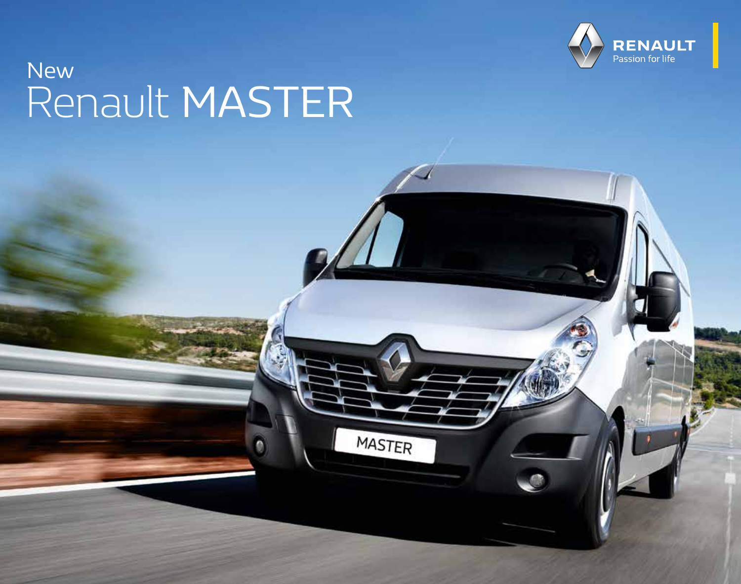# New Renault MASTER

RENAULT
Passion for life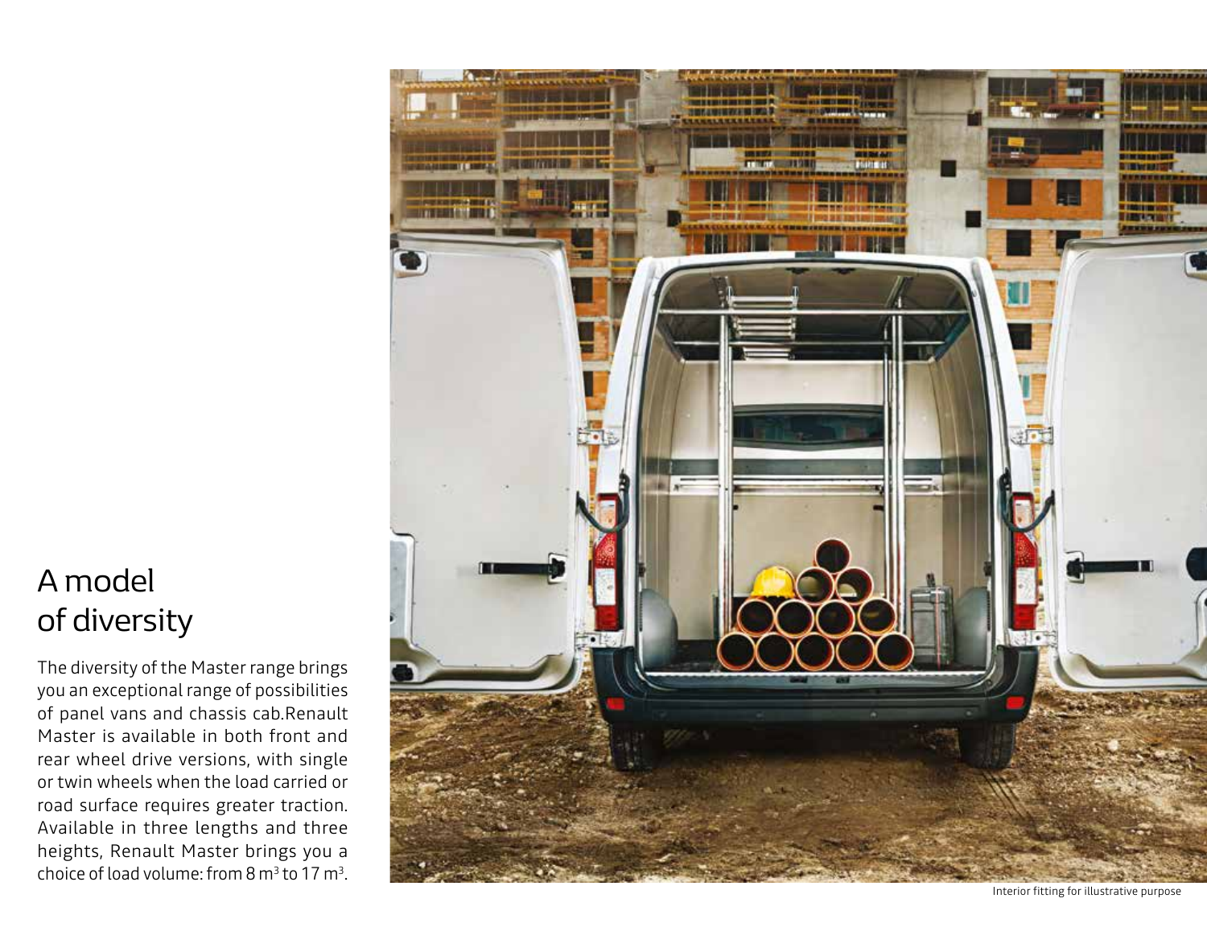# A model of diversity

The diversity of the Master range brings you an exceptional range of possibilities of panel vans and chassis cab.Renault Master is available in both front and rear wheel drive versions, with single or twin wheels when the load carried or road surface requires greater traction. Available in three lengths and three heights, Renault Master brings you a choice of load volume: from 8 $m^3$ to 17 $m^3$.

Interior fitting for illustrative purpose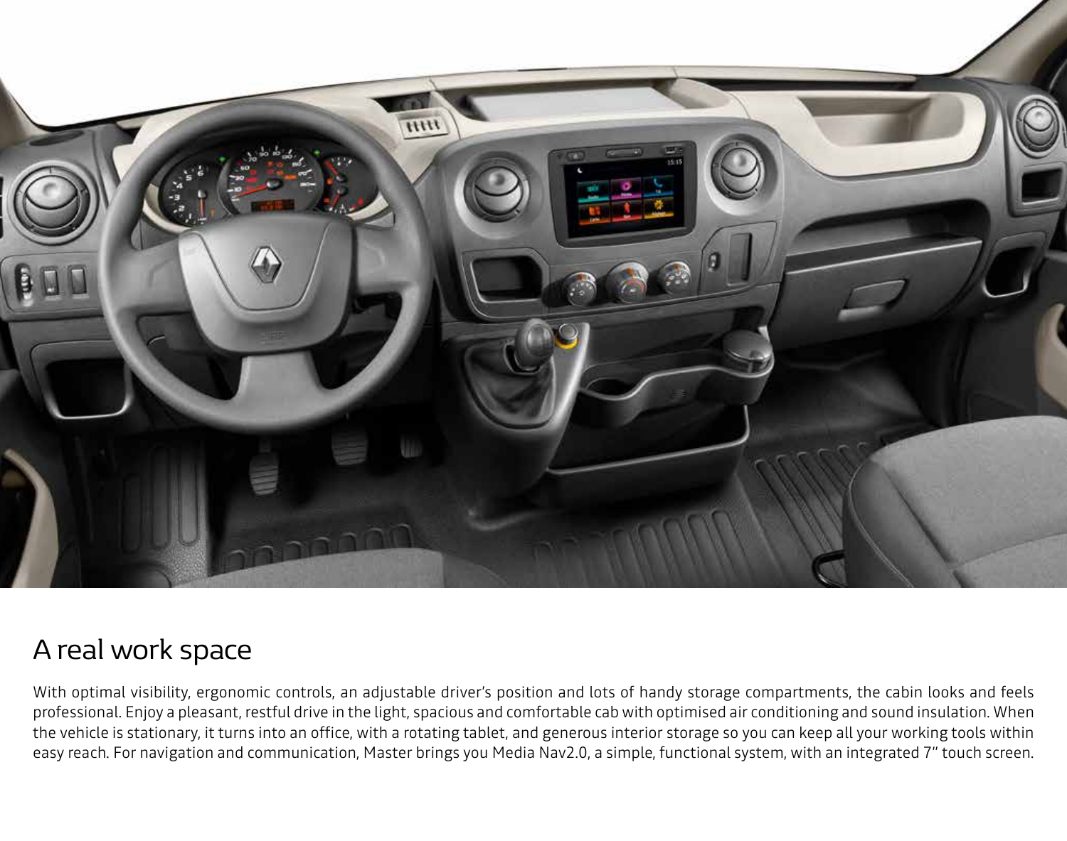# A real work space

With optimal visibility, ergonomic controls, an adjustable driver's position and lots of handy storage compartments, the cabin looks and feels professional. Enjoy a pleasant, restful drive in the light, spacious and comfortable cab with optimised air conditioning and sound insulation. When the vehicle is stationary, it turns into an office, with a rotating tablet, and generous interior storage so you can keep all your working tools within easy reach. For navigation and communication, Master brings you Media Nav2.0, a simple, functional system, with an integrated 7" touch screen.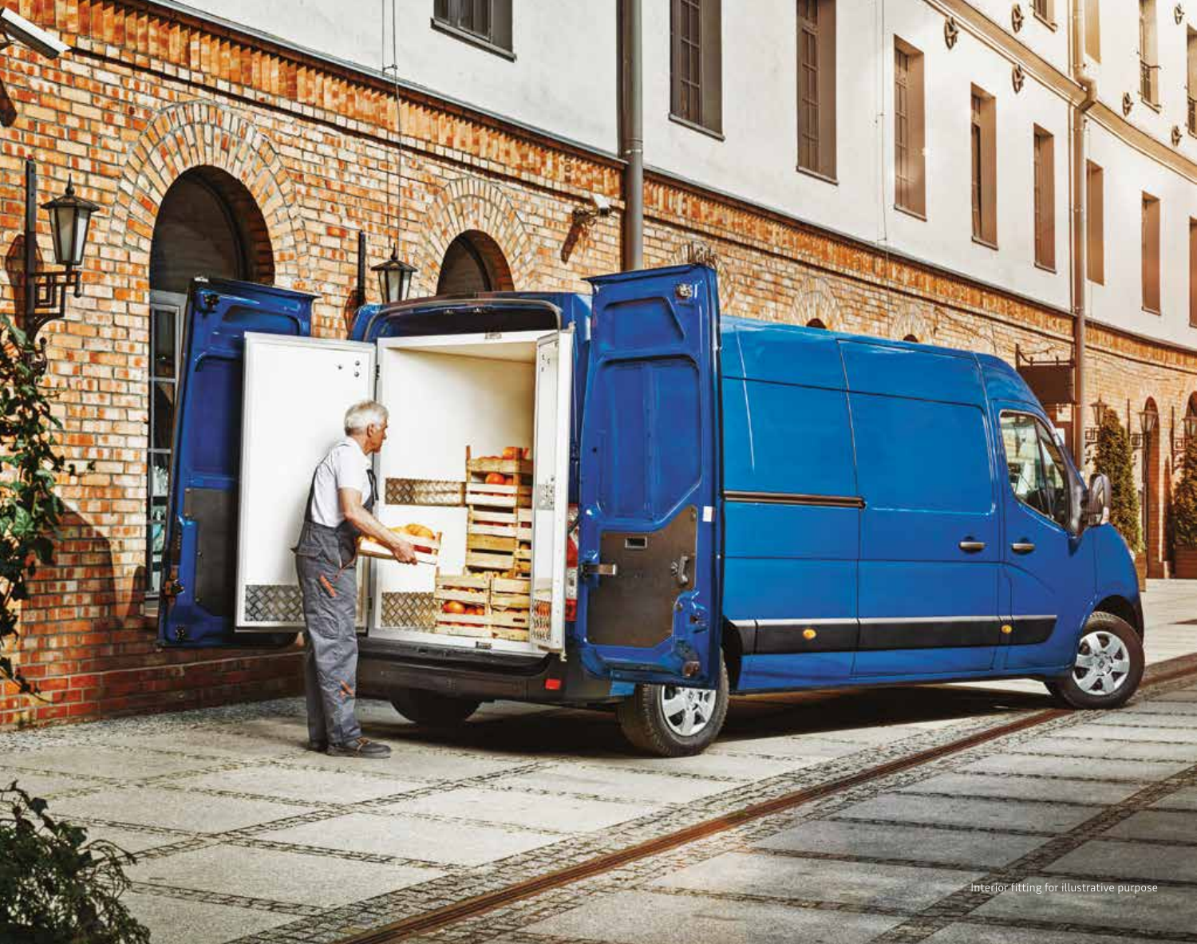Interior fitting for illustrative purpose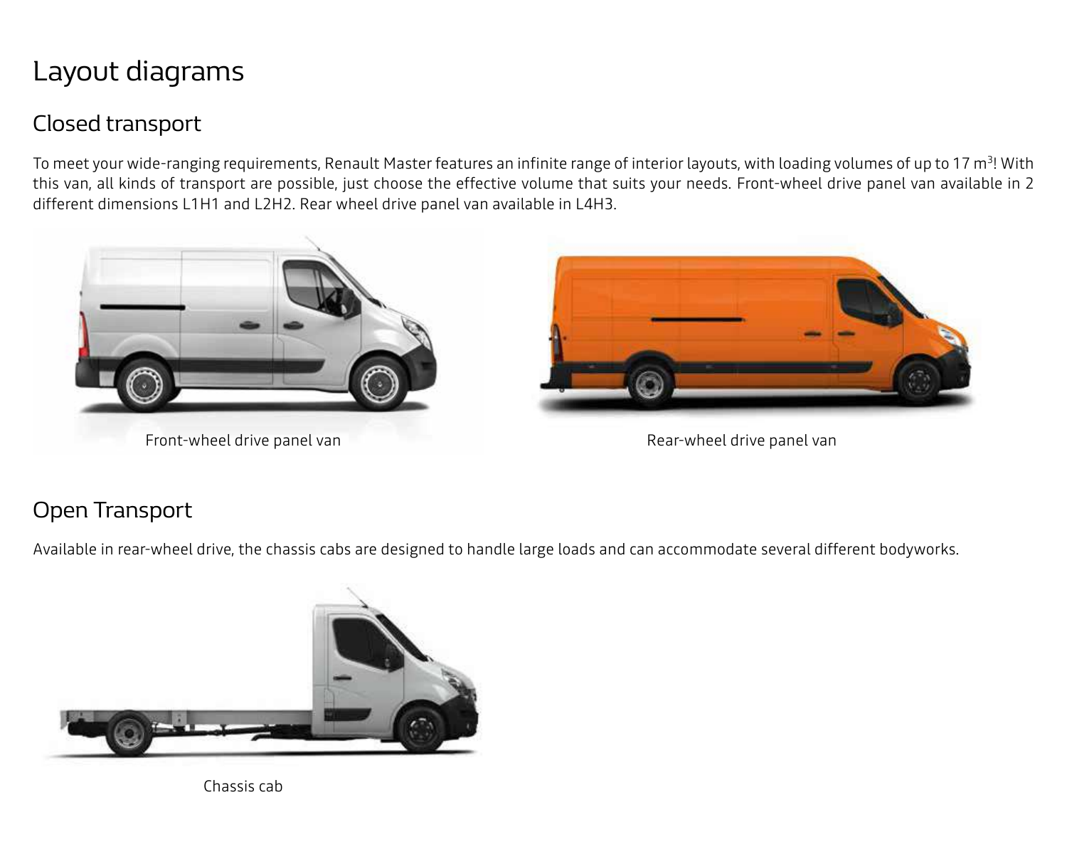# Layout diagrams

## Closed transport

To meet your wide-ranging requirements, Renault Master features an infinite range of interior layouts, with loading volumes of up to 17 $m^3$! With this van, all kinds of transport are possible, just choose the effective volume that suits your needs. Front-wheel drive panel van available in 2 different dimensions L1H1 and L2H2. Rear wheel drive panel van available in L4H3.

Front-wheel drive panel van

Rear-wheel drive panel van

## Open Transport

Available in rear-wheel drive, the chassis cabs are designed to handle large loads and can accommodate several different bodyworks.

Chassis cab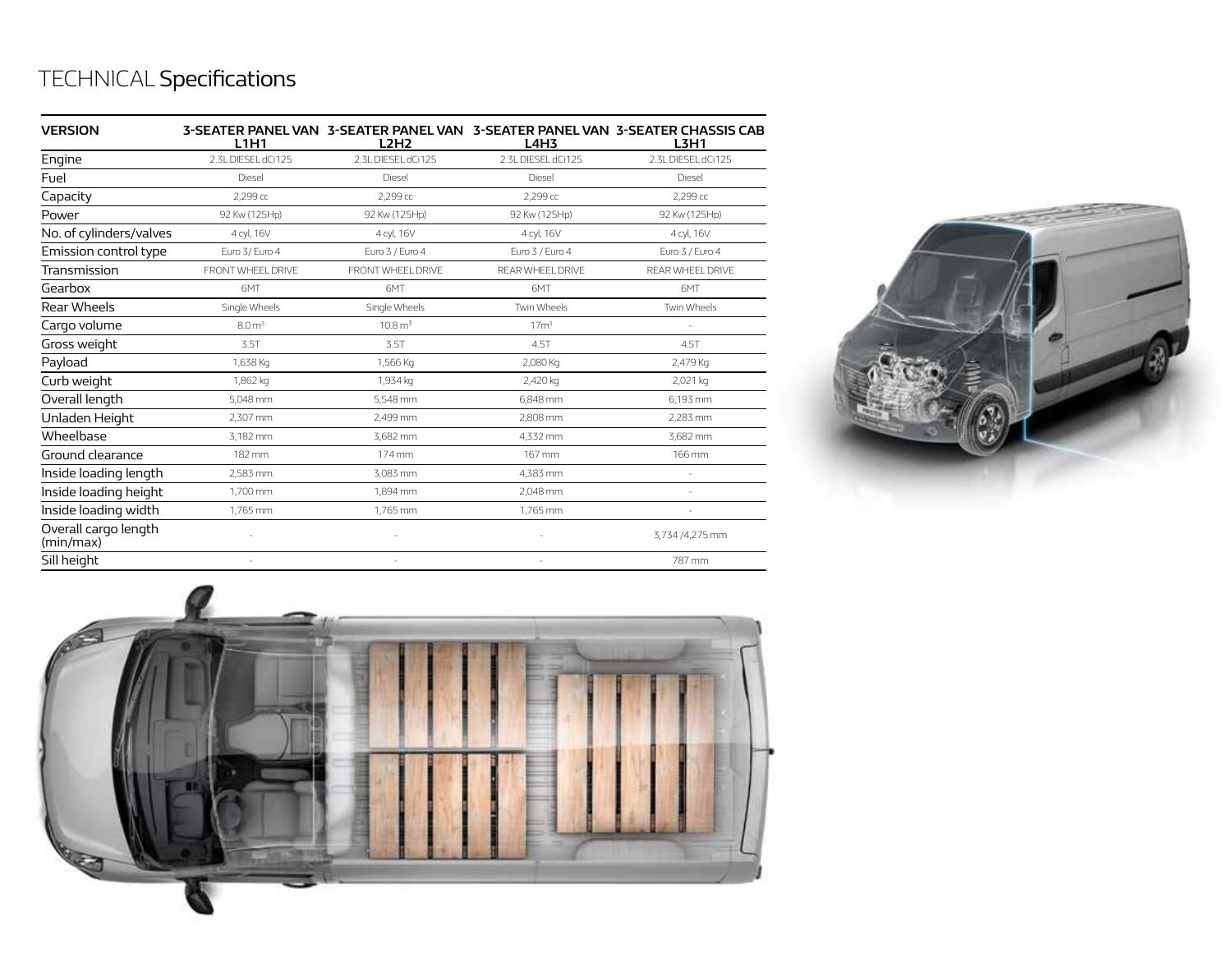# TECHNICAL Specifications

| VERSION | 3-SEATER PANEL VAN L1H1 | 3-SEATER PANEL VAN L2H2 | 3-SEATER PANEL VAN L4H3 | 3-SEATER CHASSIS CAB L3H1 |
|---|---|---|---|---|
| Engine | 2.3L DIESEL dCi125 | 2.3L DIESEL dCi125 | 2.3L DIESEL dCi125 | 2.3L DIESEL dCi125 |
| Fuel | Diesel | Diesel | Diesel | Diesel |
| Capacity | 2,299 cc | 2,299 cc | 2,299 cc | 2,299 cc |
| Power | 92 Kw (125Hp) | 92 Kw (125Hp) | 92 Kw (125Hp) | 92 Kw (125Hp) |
| No. of cylinders/valves | 4 cyl, 16V | 4 cyl, 16V | 4 cyl, 16V | 4 cyl, 16V |
| Emission control type | Euro 3/ Euro 4 | Euro 3 / Euro 4 | Euro 3 / Euro 4 | Euro 3 / Euro 4 |
| Transmission | FRONT WHEEL DRIVE | FRONT WHEEL DRIVE | REAR WHEEL DRIVE | REAR WHEEL DRIVE |
| Gearbox | 6MT | 6MT | 6MT | 6MT |
| Rear Wheels | Single Wheels | Single Wheels | Twin Wheels | Twin Wheels |
| Cargo volume | 8.0 m³ | 10.8 m³ | 17m³ | - |
| Gross weight | 3.5T | 3.5T | 4.5T | 4.5T |
| Payload | 1,638 Kg | 1,566 Kg | 2,080 Kg | 2,479 Kg |
| Curb weight | 1,862 kg | 1,934 kg | 2,420 kg | 2,021 kg |
| Overall length | 5,048 mm | 5,548 mm | 6,848 mm | 6,193 mm |
| Unladen Height | 2,307 mm | 2,499 mm | 2,808 mm | 2,283 mm |
| Wheelbase | 3,182 mm | 3,682 mm | 4,332 mm | 3,682 mm |
| Ground clearance | 182 mm | 174 mm | 167 mm | 166 mm |
| Inside loading length | 2,583 mm | 3,083 mm | 4,383 mm | - |
| Inside loading height | 1,700 mm | 1,894 mm | 2,048 mm | - |
| Inside loading width | 1,765 mm | 1,765 mm | 1,765 mm | - |
| Overall cargo length (min/max) | - | - | - | 3,734 /4,275 mm |
| Sill height | - | - | - | 787 mm |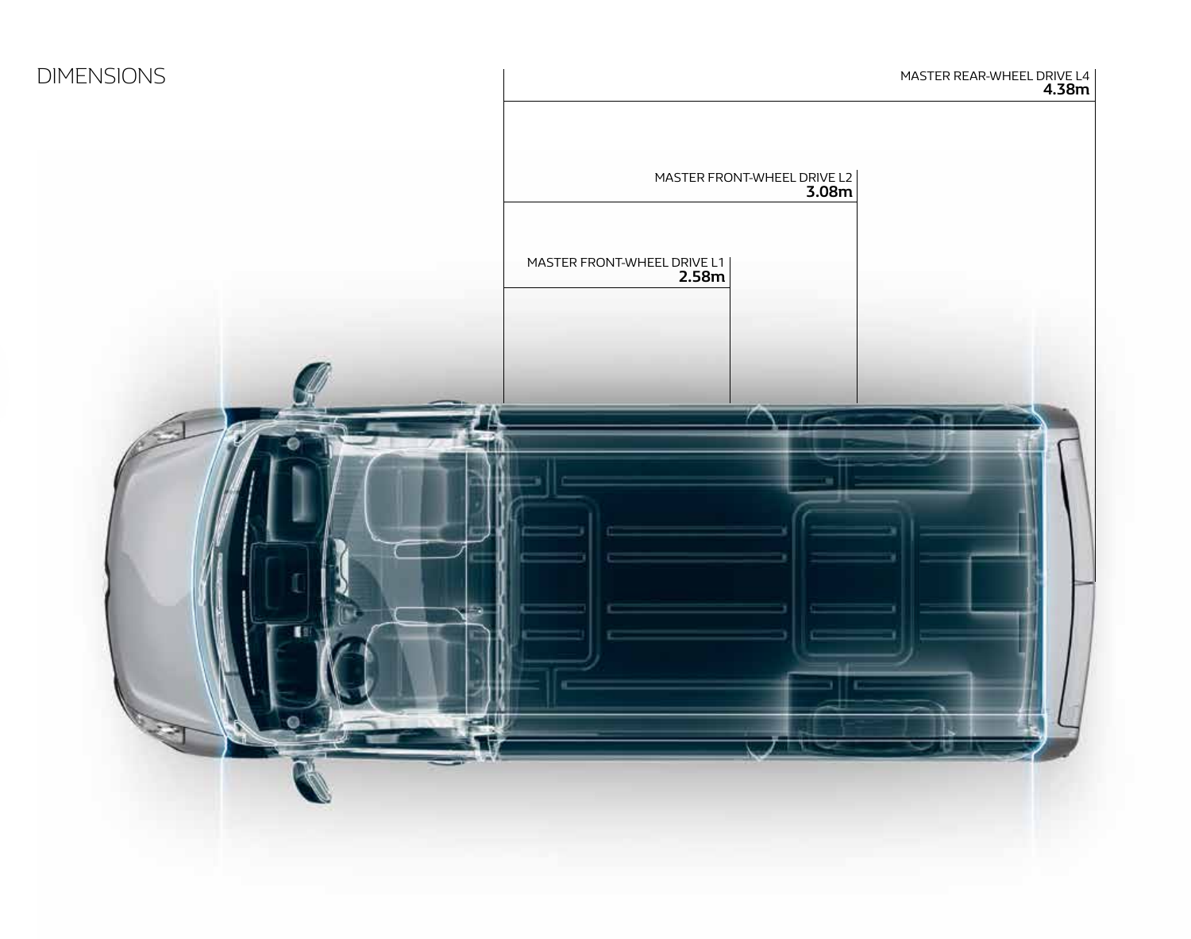# DIMENSIONS

MASTER REAR-WHEEL DRIVE L4
**4.38m**

MASTER FRONT-WHEEL DRIVE L2
**3.08m**

MASTER FRONT-WHEEL DRIVE L1
**2.58m**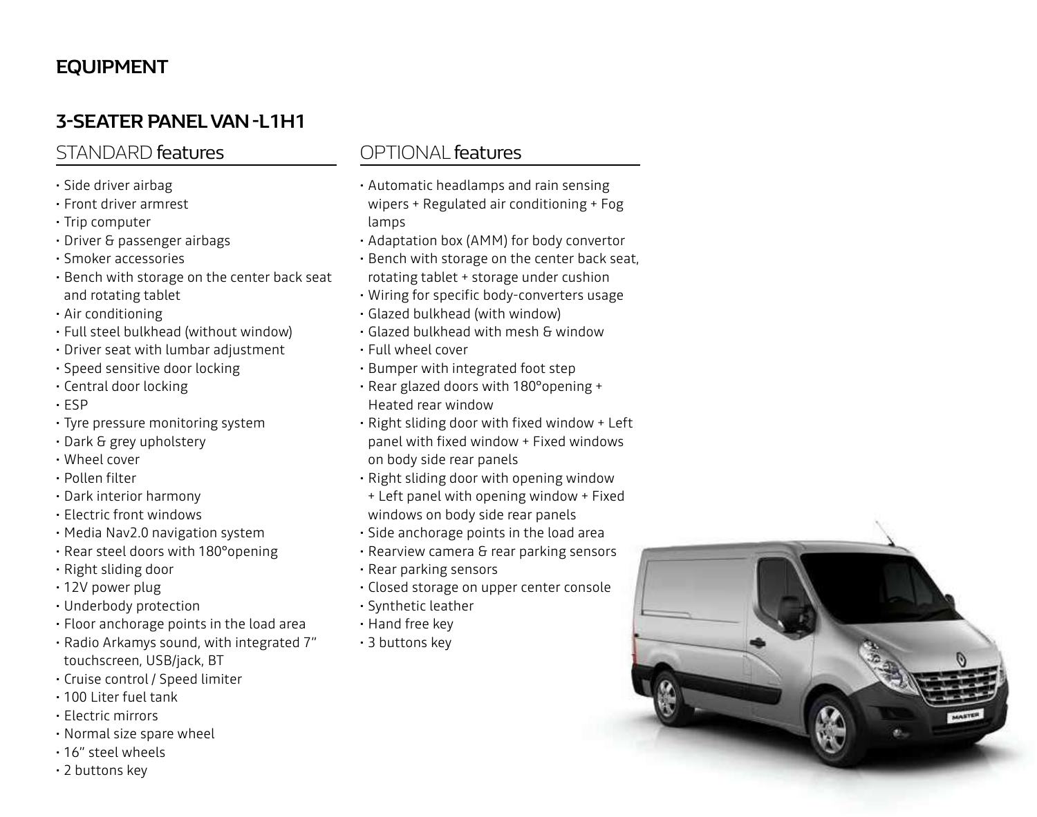## EQUIPMENT

### 3-SEATER PANEL VAN -L1H1

#### STANDARD features

- Side driver airbag
- Front driver armrest
- Trip computer
- Driver & passenger airbags
- Smoker accessories
- Bench with storage on the center back seat and rotating tablet
- Air conditioning
- Full steel bulkhead (without window)
- Driver seat with lumbar adjustment
- Speed sensitive door locking
- Central door locking
- ESP
- Tyre pressure monitoring system
- Dark & grey upholstery
- Wheel cover
- Pollen filter
- Dark interior harmony
- Electric front windows
- Media Nav2.0 navigation system
- Rear steel doors with 180°opening
- Right sliding door
- 12V power plug
- Underbody protection
- Floor anchorage points in the load area
- Radio Arkamys sound, with integrated 7" touchscreen, USB/jack, BT
- Cruise control / Speed limiter
- 100 Liter fuel tank
- Electric mirrors
- Normal size spare wheel
- 16" steel wheels
- 2 buttons key

#### OPTIONAL features

- Automatic headlamps and rain sensing wipers + Regulated air conditioning + Fog lamps
- Adaptation box (AMM) for body convertor
- Bench with storage on the center back seat, rotating tablet + storage under cushion
- Wiring for specific body-converters usage
- Glazed bulkhead (with window)
- Glazed bulkhead with mesh & window
- Full wheel cover
- Bumper with integrated foot step
- Rear glazed doors with 180°opening + Heated rear window
- Right sliding door with fixed window + Left panel with fixed window + Fixed windows on body side rear panels
- Right sliding door with opening window + Left panel with opening window + Fixed windows on body side rear panels
- Side anchorage points in the load area
- Rearview camera & rear parking sensors
- Rear parking sensors
- Closed storage on upper center console
- Synthetic leather
- Hand free key
- 3 buttons key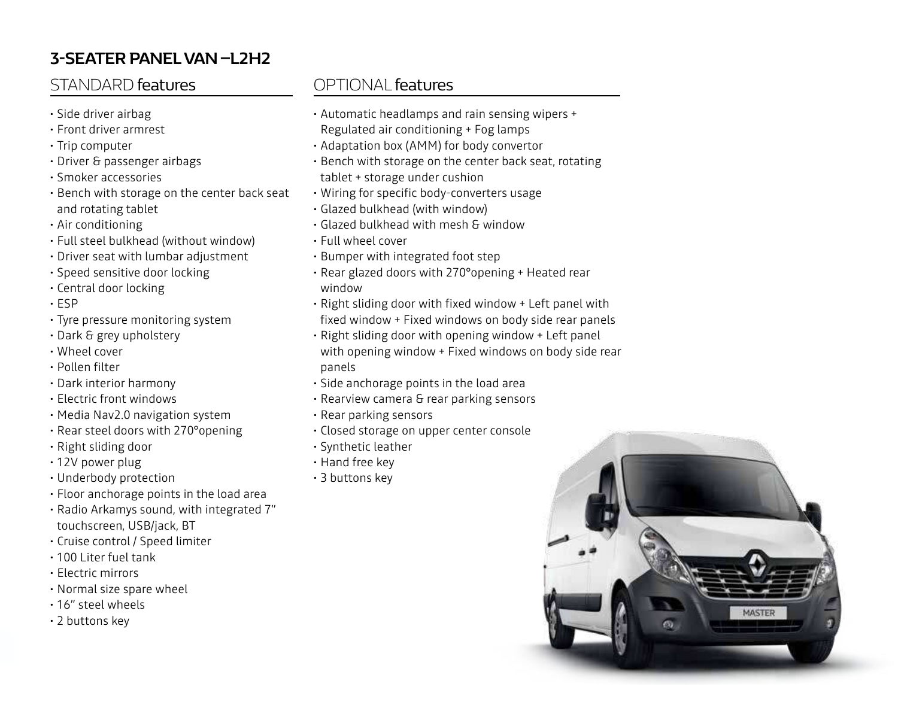## 3-SEATER PANEL VAN – L2H2

### STANDARD features

- Side driver airbag
- Front driver armrest
- Trip computer
- Driver & passenger airbags
- Smoker accessories
- Bench with storage on the center back seat and rotating tablet
- Air conditioning
- Full steel bulkhead (without window)
- Driver seat with lumbar adjustment
- Speed sensitive door locking
- Central door locking
- ESP
- Tyre pressure monitoring system
- Dark & grey upholstery
- Wheel cover
- Pollen filter
- Dark interior harmony
- Electric front windows
- Media Nav2.0 navigation system
- Rear steel doors with 270°opening
- Right sliding door
- 12V power plug
- Underbody protection
- Floor anchorage points in the load area
- Radio Arkamys sound, with integrated 7" touchscreen, USB/jack, BT
- Cruise control / Speed limiter
- 100 Liter fuel tank
- Electric mirrors
- Normal size spare wheel
- 16" steel wheels
- 2 buttons key

### OPTIONAL features

- Automatic headlamps and rain sensing wipers + Regulated air conditioning + Fog lamps
- Adaptation box (AMM) for body convertor
- Bench with storage on the center back seat, rotating tablet + storage under cushion
- Wiring for specific body-converters usage
- Glazed bulkhead (with window)
- Glazed bulkhead with mesh & window
- Full wheel cover
- Bumper with integrated foot step
- Rear glazed doors with 270°opening + Heated rear window
- Right sliding door with fixed window + Left panel with fixed window + Fixed windows on body side rear panels
- Right sliding door with opening window + Left panel with opening window + Fixed windows on body side rear panels
- Side anchorage points in the load area
- Rearview camera & rear parking sensors
- Rear parking sensors
- Closed storage on upper center console
- Synthetic leather
- Hand free key
- 3 buttons key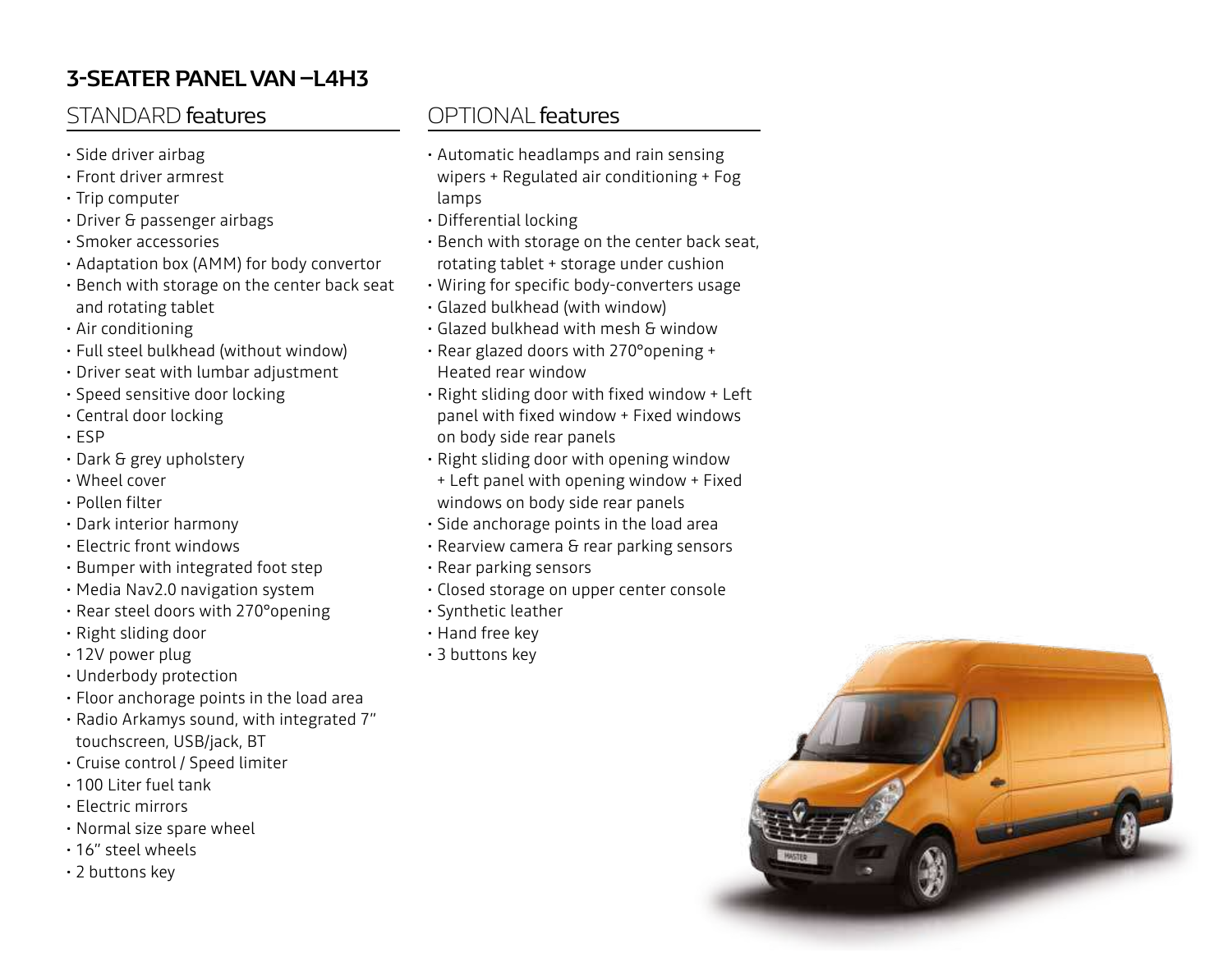# 3-SEATER PANEL VAN –L4H3

## STANDARD features

- Side driver airbag
- Front driver armrest
- Trip computer
- Driver & passenger airbags
- Smoker accessories
- Adaptation box (AMM) for body convertor
- Bench with storage on the center back seat and rotating tablet
- Air conditioning
- Full steel bulkhead (without window)
- Driver seat with lumbar adjustment
- Speed sensitive door locking
- Central door locking
- ESP
- Dark & grey upholstery
- Wheel cover
- Pollen filter
- Dark interior harmony
- Electric front windows
- Bumper with integrated foot step
- Media Nav2.0 navigation system
- Rear steel doors with 270°opening
- Right sliding door
- 12V power plug
- Underbody protection
- Floor anchorage points in the load area
- Radio Arkamys sound, with integrated 7" touchscreen, USB/jack, BT
- Cruise control / Speed limiter
- 100 Liter fuel tank
- Electric mirrors
- Normal size spare wheel
- 16" steel wheels
- 2 buttons key

## OPTIONAL features

- Automatic headlamps and rain sensing wipers + Regulated air conditioning + Fog lamps
- Differential locking
- Bench with storage on the center back seat, rotating tablet + storage under cushion
- Wiring for specific body-converters usage
- Glazed bulkhead (with window)
- Glazed bulkhead with mesh & window
- Rear glazed doors with 270°opening + Heated rear window
- Right sliding door with fixed window + Left panel with fixed window + Fixed windows on body side rear panels
- Right sliding door with opening window + Left panel with opening window + Fixed windows on body side rear panels
- Side anchorage points in the load area
- Rearview camera & rear parking sensors
- Rear parking sensors
- Closed storage on upper center console
- Synthetic leather
- Hand free key
- 3 buttons key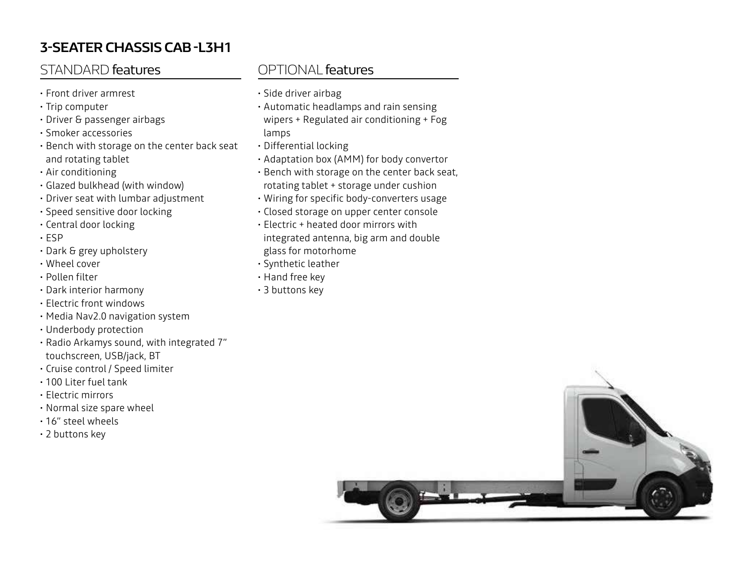# 3-SEATER CHASSIS CAB -L3H1

## STANDARD features

- Front driver armrest
- Trip computer
- Driver & passenger airbags
- Smoker accessories
- Bench with storage on the center back seat and rotating tablet
- Air conditioning
- Glazed bulkhead (with window)
- Driver seat with lumbar adjustment
- Speed sensitive door locking
- Central door locking
- ESP
- Dark & grey upholstery
- Wheel cover
- Pollen filter
- Dark interior harmony
- Electric front windows
- Media Nav2.0 navigation system
- Underbody protection
- Radio Arkamys sound, with integrated 7" touchscreen, USB/jack, BT
- Cruise control / Speed limiter
- 100 Liter fuel tank
- Electric mirrors
- Normal size spare wheel
- 16" steel wheels
- 2 buttons key

## OPTIONAL features

- Side driver airbag
- Automatic headlamps and rain sensing wipers + Regulated air conditioning + Fog lamps
- Differential locking
- Adaptation box (AMM) for body convertor
- Bench with storage on the center back seat, rotating tablet + storage under cushion
- Wiring for specific body-converters usage
- Closed storage on upper center console
- Electric + heated door mirrors with integrated antenna, big arm and double glass for motorhome
- Synthetic leather
- Hand free key
- 3 buttons key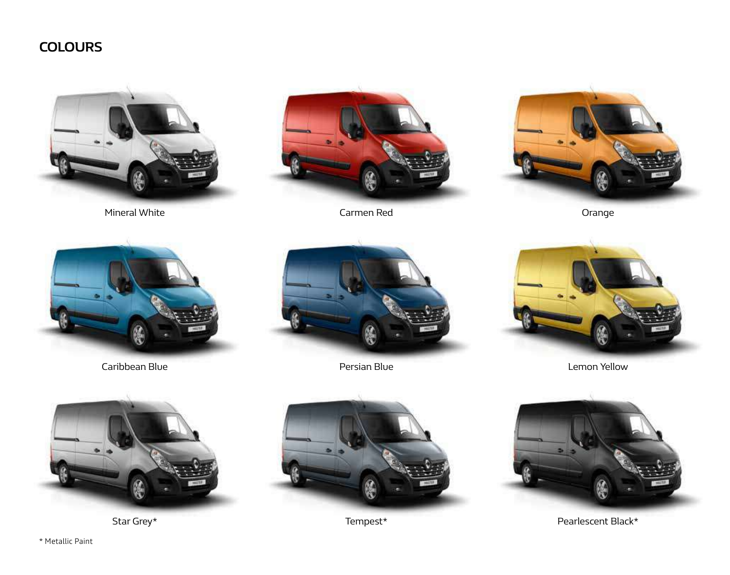## COLOURS

Mineral White

Carmen Red

Orange

Caribbean Blue

Persian Blue

Lemon Yellow

Star Grey*

Tempest*

Pearlescent Black*

* Metallic Paint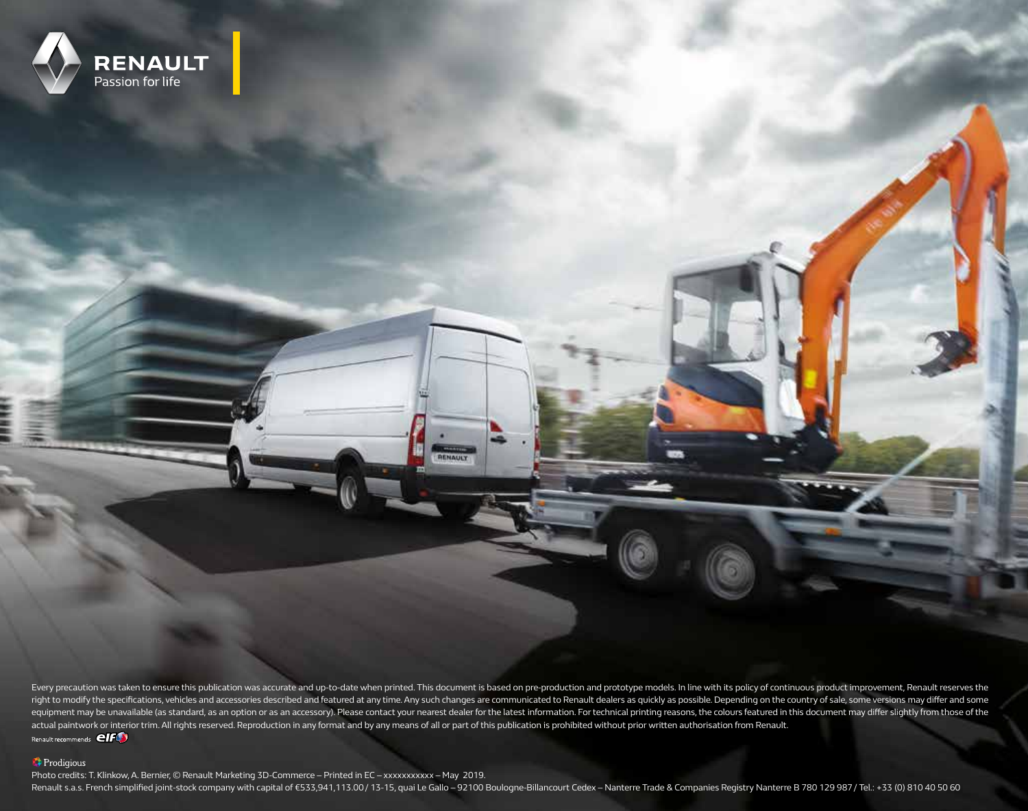RENAULT
Passion for life

Every precaution was taken to ensure this publication was accurate and up-to-date when printed. This document is based on pre-production and prototype models. In line with its policy of continuous product improvement, Renault reserves the right to modify the specifications, vehicles and accessories described and featured at any time. Any such changes are communicated to Renault dealers as quickly as possible. Depending on the country of sale, some versions may differ and some equipment may be unavailable (as standard, as an option or as an accessory). Please contact your nearest dealer for the latest information. For technical printing reasons, the colours featured in this document may differ slightly from those of the actual paintwork or interior trim. All rights reserved. Reproduction in any format and by any means of all or part of this publication is prohibited without prior written authorisation from Renault.

Renault recommends elf

Prodigious

Photo credits: T. Klinkow, A. Bernier, © Renault Marketing 3D-Commerce – Printed in EC – xxxxxxxxxxx – May 2019.

Renault s.a.s. French simplified joint-stock company with capital of €533,941,113.00 / 13-15, quai Le Gallo – 92100 Boulogne-Billancourt Cedex – Nanterre Trade & Companies Registry Nanterre B 780 129 987 / Tel.: +33 (0) 810 40 50 60